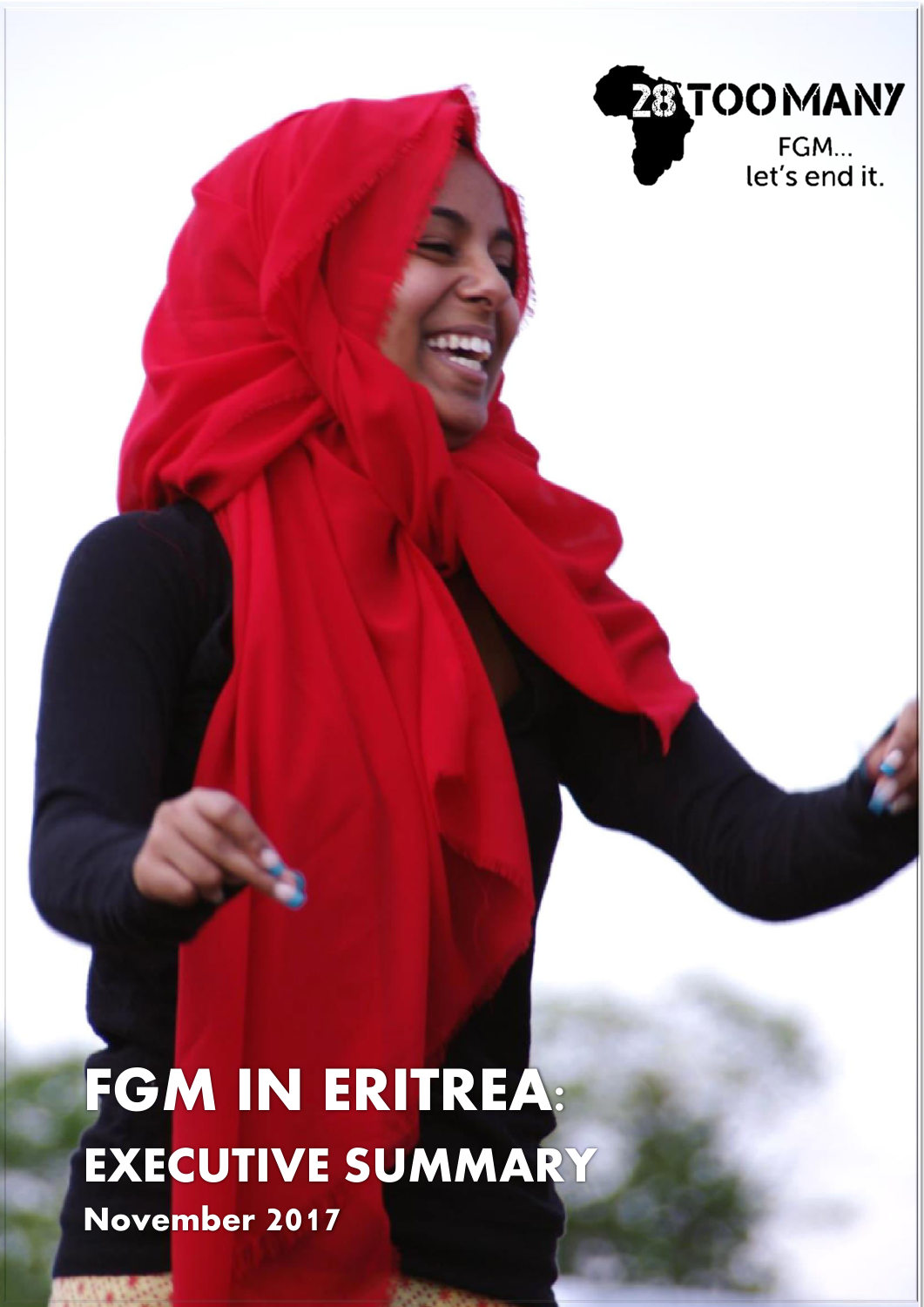28TOOMANY

FGM... let's end it.

# FGM IN ERITREA: EXECUTIVE SUMMARY

**November 2017**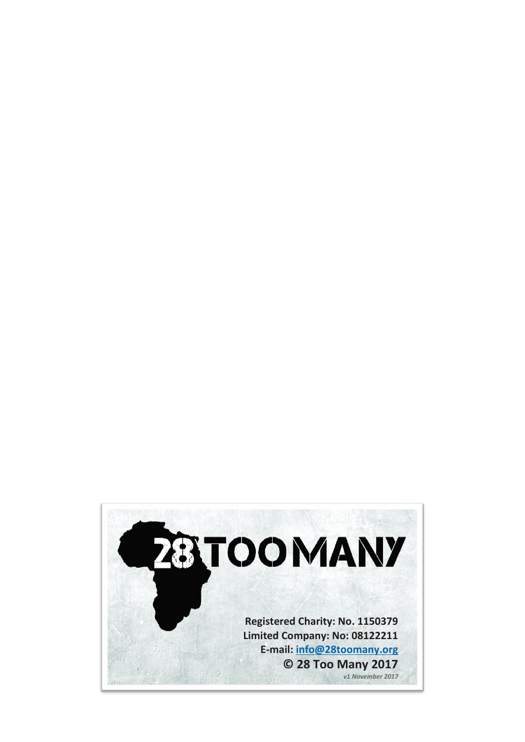28 TOO MANY

Registered Charity: No. 1150379

Limited Company: No: 08122211

E-mail: info@28toomany.org

© 28 Too Many 2017

*v1 November 2017*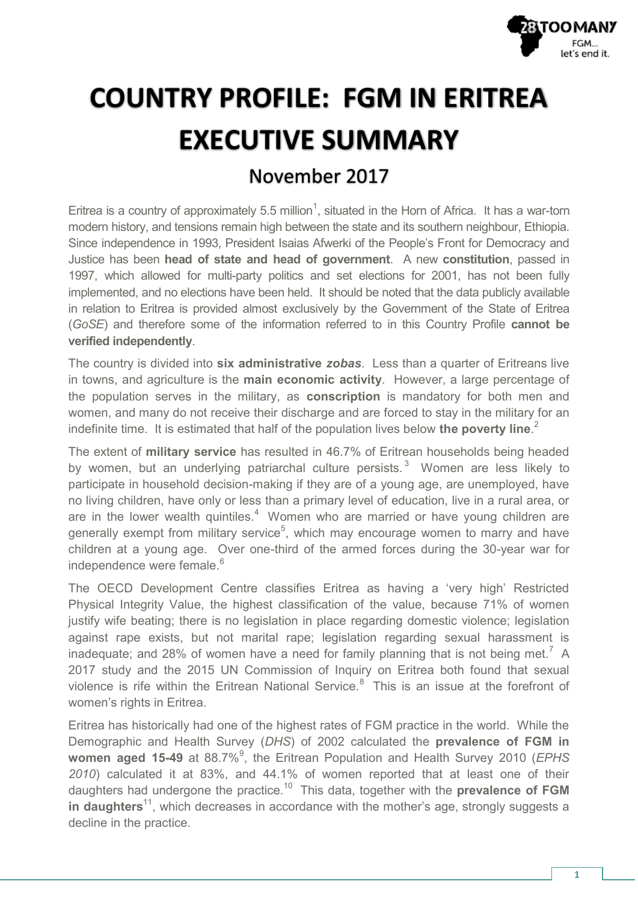# COUNTRY PROFILE: FGM IN ERITREA EXECUTIVE SUMMARY

## November 2017

Eritrea is a country of approximately 5.5 million[1], situated in the Horn of Africa. It has a war-torn modern history, and tensions remain high between the state and its southern neighbour, Ethiopia. Since independence in 1993, President Isaias Afwerki of the People's Front for Democracy and Justice has been **head of state and head of government**. A new **constitution**, passed in 1997, which allowed for multi-party politics and set elections for 2001, has not been fully implemented, and no elections have been held. It should be noted that the data publicly available in relation to Eritrea is provided almost exclusively by the Government of the State of Eritrea (*GoSE*) and therefore some of the information referred to in this Country Profile **cannot be verified independently**.

The country is divided into **six administrative *zobas***. Less than a quarter of Eritreans live in towns, and agriculture is the **main economic activity**. However, a large percentage of the population serves in the military, as **conscription** is mandatory for both men and women, and many do not receive their discharge and are forced to stay in the military for an indefinite time. It is estimated that half of the population lives below **the poverty line**.[2]

The extent of **military service** has resulted in 46.7% of Eritrean households being headed by women, but an underlying patriarchal culture persists.[3] Women are less likely to participate in household decision-making if they are of a young age, are unemployed, have no living children, have only or less than a primary level of education, live in a rural area, or are in the lower wealth quintiles.[4] Women who are married or have young children are generally exempt from military service[5], which may encourage women to marry and have children at a young age. Over one-third of the armed forces during the 30-year war for independence were female.[6]

The OECD Development Centre classifies Eritrea as having a 'very high' Restricted Physical Integrity Value, the highest classification of the value, because 71% of women justify wife beating; there is no legislation in place regarding domestic violence; legislation against rape exists, but not marital rape; legislation regarding sexual harassment is inadequate; and 28% of women have a need for family planning that is not being met.[7] A 2017 study and the 2015 UN Commission of Inquiry on Eritrea both found that sexual violence is rife within the Eritrean National Service.[8] This is an issue at the forefront of women's rights in Eritrea.

Eritrea has historically had one of the highest rates of FGM practice in the world. While the Demographic and Health Survey (*DHS*) of 2002 calculated the **prevalence of FGM in women aged 15-49** at 88.7%[9], the Eritrean Population and Health Survey 2010 (*EPHS 2010*) calculated it at 83%, and 44.1% of women reported that at least one of their daughters had undergone the practice.[10] This data, together with the **prevalence of FGM in daughters**[11], which decreases in accordance with the mother's age, strongly suggests a decline in the practice.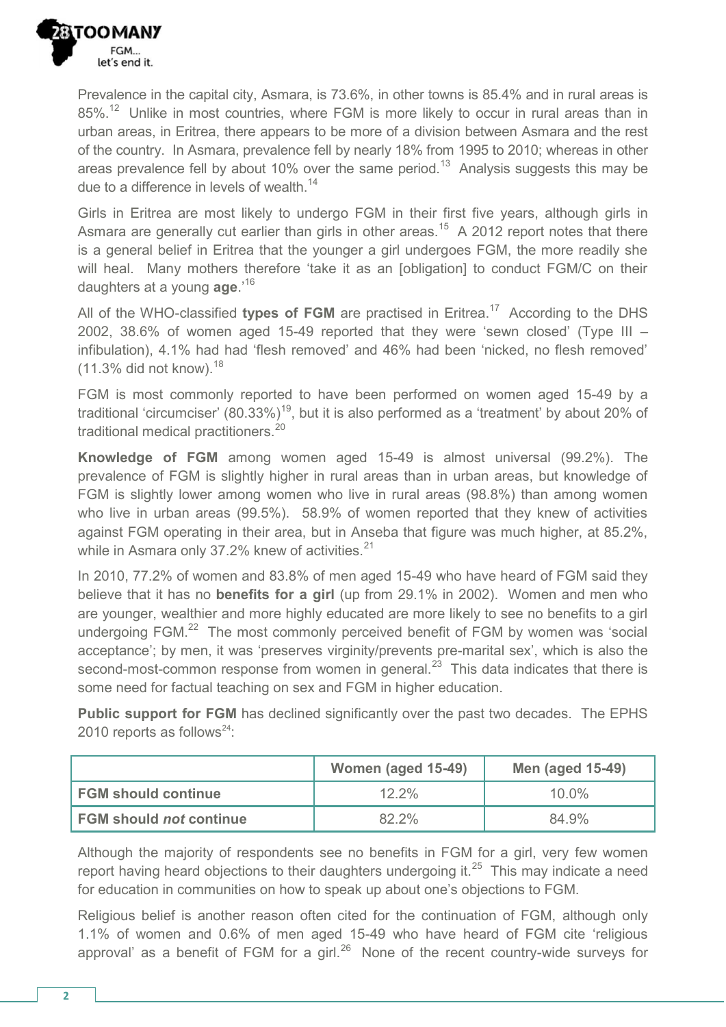Prevalence in the capital city, Asmara, is 73.6%, in other towns is 85.4% and in rural areas is 85%.[12] Unlike in most countries, where FGM is more likely to occur in rural areas than in urban areas, in Eritrea, there appears to be more of a division between Asmara and the rest of the country. In Asmara, prevalence fell by nearly 18% from 1995 to 2010; whereas in other areas prevalence fell by about 10% over the same period.[13] Analysis suggests this may be due to a difference in levels of wealth.[14]

Girls in Eritrea are most likely to undergo FGM in their first five years, although girls in Asmara are generally cut earlier than girls in other areas.[15] A 2012 report notes that there is a general belief in Eritrea that the younger a girl undergoes FGM, the more readily she will heal. Many mothers therefore 'take it as an [obligation] to conduct FGM/C on their daughters at a young **age**.'[16]

All of the WHO-classified **types of FGM** are practised in Eritrea.[17] According to the DHS 2002, 38.6% of women aged 15-49 reported that they were 'sewn closed' (Type III – infibulation), 4.1% had had 'flesh removed' and 46% had been 'nicked, no flesh removed' (11.3% did not know).[18]

FGM is most commonly reported to have been performed on women aged 15-49 by a traditional 'circumciser' (80.33%)[19], but it is also performed as a 'treatment' by about 20% of traditional medical practitioners.[20]

**Knowledge of FGM** among women aged 15-49 is almost universal (99.2%). The prevalence of FGM is slightly higher in rural areas than in urban areas, but knowledge of FGM is slightly lower among women who live in rural areas (98.8%) than among women who live in urban areas (99.5%). 58.9% of women reported that they knew of activities against FGM operating in their area, but in Anseba that figure was much higher, at 85.2%, while in Asmara only 37.2% knew of activities.[21]

In 2010, 77.2% of women and 83.8% of men aged 15-49 who have heard of FGM said they believe that it has no **benefits for a girl** (up from 29.1% in 2002). Women and men who are younger, wealthier and more highly educated are more likely to see no benefits to a girl undergoing FGM.[22] The most commonly perceived benefit of FGM by women was 'social acceptance'; by men, it was 'preserves virginity/prevents pre-marital sex', which is also the second-most-common response from women in general.[23] This data indicates that there is some need for factual teaching on sex and FGM in higher education.

**Public support for FGM** has declined significantly over the past two decades. The EPHS 2010 reports as follows[24]:

| | Women (aged 15-49) | Men (aged 15-49) |
|---|---|---|
| **FGM should continue** | 12.2% | 10.0% |
| **FGM should *not* continue** | 82.2% | 84.9% |

Although the majority of respondents see no benefits in FGM for a girl, very few women report having heard objections to their daughters undergoing it.[25] This may indicate a need for education in communities on how to speak up about one's objections to FGM.

Religious belief is another reason often cited for the continuation of FGM, although only 1.1% of women and 0.6% of men aged 15-49 who have heard of FGM cite 'religious approval' as a benefit of FGM for a girl.[26] None of the recent country-wide surveys for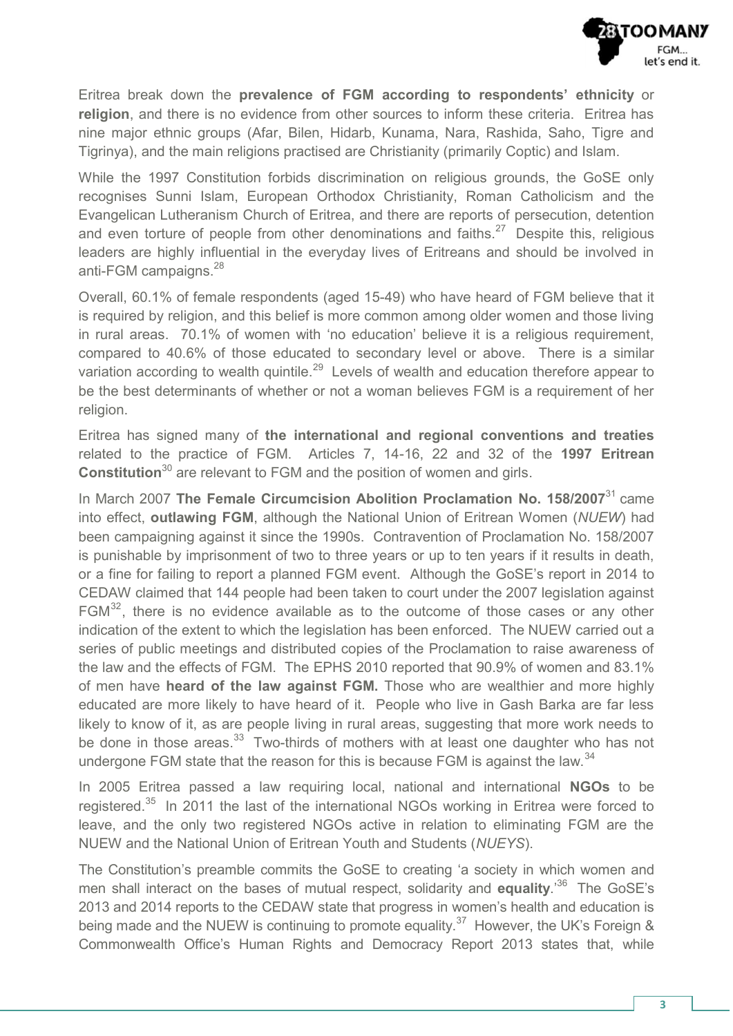Eritrea break down the **prevalence of FGM according to respondents' ethnicity** or **religion**, and there is no evidence from other sources to inform these criteria. Eritrea has nine major ethnic groups (Afar, Bilen, Hidarb, Kunama, Nara, Rashida, Saho, Tigre and Tigrinya), and the main religions practised are Christianity (primarily Coptic) and Islam.

While the 1997 Constitution forbids discrimination on religious grounds, the GoSE only recognises Sunni Islam, European Orthodox Christianity, Roman Catholicism and the Evangelican Lutheranism Church of Eritrea, and there are reports of persecution, detention and even torture of people from other denominations and faiths.[27] Despite this, religious leaders are highly influential in the everyday lives of Eritreans and should be involved in anti-FGM campaigns.[28]

Overall, 60.1% of female respondents (aged 15-49) who have heard of FGM believe that it is required by religion, and this belief is more common among older women and those living in rural areas. 70.1% of women with 'no education' believe it is a religious requirement, compared to 40.6% of those educated to secondary level or above. There is a similar variation according to wealth quintile.[29] Levels of wealth and education therefore appear to be the best determinants of whether or not a woman believes FGM is a requirement of her religion.

Eritrea has signed many of **the international and regional conventions and treaties** related to the practice of FGM. Articles 7, 14-16, 22 and 32 of the **1997 Eritrean Constitution**[30] are relevant to FGM and the position of women and girls.

In March 2007 **The Female Circumcision Abolition Proclamation No. 158/2007**[31] came into effect, **outlawing FGM**, although the National Union of Eritrean Women (*NUEW*) had been campaigning against it since the 1990s. Contravention of Proclamation No. 158/2007 is punishable by imprisonment of two to three years or up to ten years if it results in death, or a fine for failing to report a planned FGM event. Although the GoSE's report in 2014 to CEDAW claimed that 144 people had been taken to court under the 2007 legislation against FGM[32], there is no evidence available as to the outcome of those cases or any other indication of the extent to which the legislation has been enforced. The NUEW carried out a series of public meetings and distributed copies of the Proclamation to raise awareness of the law and the effects of FGM. The EPHS 2010 reported that 90.9% of women and 83.1% of men have **heard of the law against FGM.** Those who are wealthier and more highly educated are more likely to have heard of it. People who live in Gash Barka are far less likely to know of it, as are people living in rural areas, suggesting that more work needs to be done in those areas.[33] Two-thirds of mothers with at least one daughter who has not undergone FGM state that the reason for this is because FGM is against the law.[34]

In 2005 Eritrea passed a law requiring local, national and international **NGOs** to be registered.[35] In 2011 the last of the international NGOs working in Eritrea were forced to leave, and the only two registered NGOs active in relation to eliminating FGM are the NUEW and the National Union of Eritrean Youth and Students (*NUEYS*).

The Constitution's preamble commits the GoSE to creating 'a society in which women and men shall interact on the bases of mutual respect, solidarity and **equality**.'[36] The GoSE's 2013 and 2014 reports to the CEDAW state that progress in women's health and education is being made and the NUEW is continuing to promote equality.[37] However, the UK's Foreign & Commonwealth Office's Human Rights and Democracy Report 2013 states that, while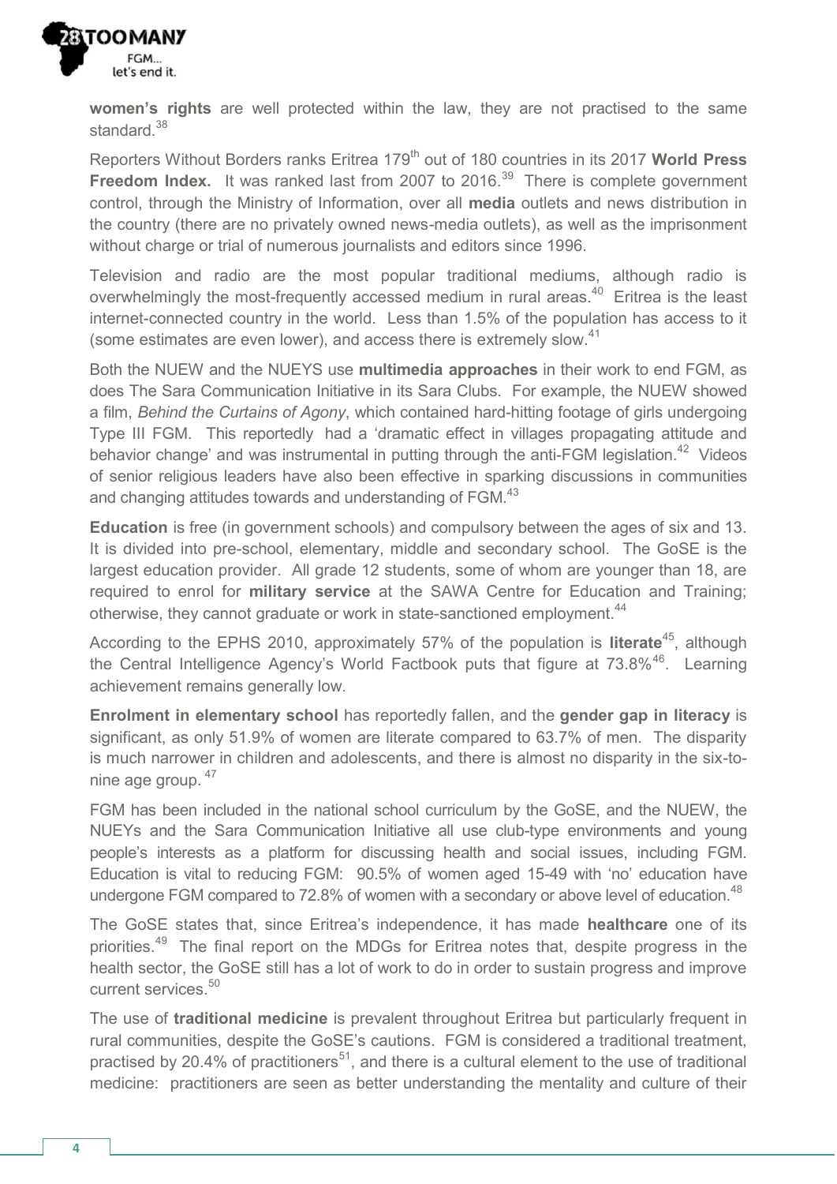**women's rights** are well protected within the law, they are not practised to the same standard.[38]

Reporters Without Borders ranks Eritrea 179th out of 180 countries in its 2017 **World Press Freedom Index.** It was ranked last from 2007 to 2016.[39] There is complete government control, through the Ministry of Information, over all **media** outlets and news distribution in the country (there are no privately owned news-media outlets), as well as the imprisonment without charge or trial of numerous journalists and editors since 1996.

Television and radio are the most popular traditional mediums, although radio is overwhelmingly the most-frequently accessed medium in rural areas.[40] Eritrea is the least internet-connected country in the world. Less than 1.5% of the population has access to it (some estimates are even lower), and access there is extremely slow.[41]

Both the NUEW and the NUEYS use **multimedia approaches** in their work to end FGM, as does The Sara Communication Initiative in its Sara Clubs. For example, the NUEW showed a film, *Behind the Curtains of Agony*, which contained hard-hitting footage of girls undergoing Type III FGM. This reportedly had a 'dramatic effect in villages propagating attitude and behavior change' and was instrumental in putting through the anti-FGM legislation.[42] Videos of senior religious leaders have also been effective in sparking discussions in communities and changing attitudes towards and understanding of FGM.[43]

**Education** is free (in government schools) and compulsory between the ages of six and 13. It is divided into pre-school, elementary, middle and secondary school. The GoSE is the largest education provider. All grade 12 students, some of whom are younger than 18, are required to enrol for **military service** at the SAWA Centre for Education and Training; otherwise, they cannot graduate or work in state-sanctioned employment.[44]

According to the EPHS 2010, approximately 57% of the population is **literate**[45], although the Central Intelligence Agency's World Factbook puts that figure at 73.8%[46]. Learning achievement remains generally low.

**Enrolment in elementary school** has reportedly fallen, and the **gender gap in literacy** is significant, as only 51.9% of women are literate compared to 63.7% of men. The disparity is much narrower in children and adolescents, and there is almost no disparity in the six-to-nine age group.[47]

FGM has been included in the national school curriculum by the GoSE, and the NUEW, the NUEYs and the Sara Communication Initiative all use club-type environments and young people's interests as a platform for discussing health and social issues, including FGM. Education is vital to reducing FGM: 90.5% of women aged 15-49 with 'no' education have undergone FGM compared to 72.8% of women with a secondary or above level of education.[48]

The GoSE states that, since Eritrea's independence, it has made **healthcare** one of its priorities.[49] The final report on the MDGs for Eritrea notes that, despite progress in the health sector, the GoSE still has a lot of work to do in order to sustain progress and improve current services.[50]

The use of **traditional medicine** is prevalent throughout Eritrea but particularly frequent in rural communities, despite the GoSE's cautions. FGM is considered a traditional treatment, practised by 20.4% of practitioners[51], and there is a cultural element to the use of traditional medicine: practitioners are seen as better understanding the mentality and culture of their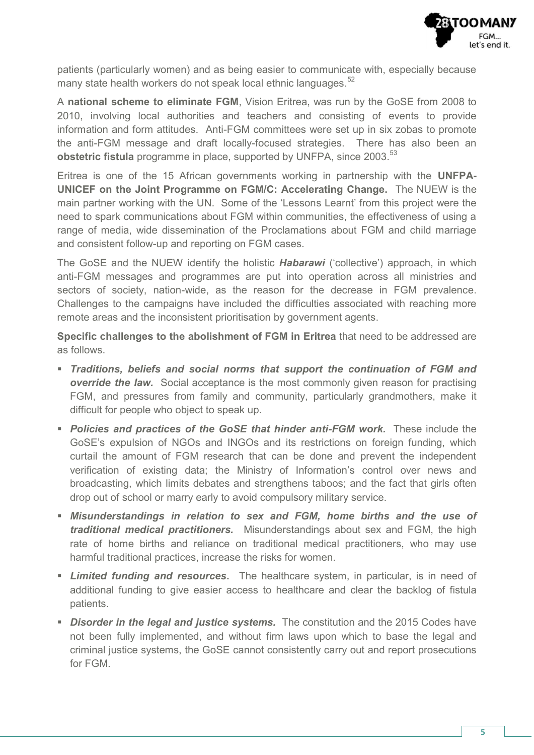patients (particularly women) and as being easier to communicate with, especially because many state health workers do not speak local ethnic languages.[52]

A **national scheme to eliminate FGM**, Vision Eritrea, was run by the GoSE from 2008 to 2010, involving local authorities and teachers and consisting of events to provide information and form attitudes. Anti-FGM committees were set up in six zobas to promote the anti-FGM message and draft locally-focused strategies. There has also been an **obstetric fistula** programme in place, supported by UNFPA, since 2003.[53]

Eritrea is one of the 15 African governments working in partnership with the **UNFPA-UNICEF on the Joint Programme on FGM/C: Accelerating Change.** The NUEW is the main partner working with the UN. Some of the 'Lessons Learnt' from this project were the need to spark communications about FGM within communities, the effectiveness of using a range of media, wide dissemination of the Proclamations about FGM and child marriage and consistent follow-up and reporting on FGM cases.

The GoSE and the NUEW identify the holistic ***Habarawi*** ('collective') approach, in which anti-FGM messages and programmes are put into operation across all ministries and sectors of society, nation-wide, as the reason for the decrease in FGM prevalence. Challenges to the campaigns have included the difficulties associated with reaching more remote areas and the inconsistent prioritisation by government agents.

**Specific challenges to the abolishment of FGM in Eritrea** that need to be addressed are as follows.

- ***Traditions, beliefs and social norms that support the continuation of FGM and override the law.*** Social acceptance is the most commonly given reason for practising FGM, and pressures from family and community, particularly grandmothers, make it difficult for people who object to speak up.
- ***Policies and practices of the GoSE that hinder anti-FGM work.*** These include the GoSE's expulsion of NGOs and INGOs and its restrictions on foreign funding, which curtail the amount of FGM research that can be done and prevent the independent verification of existing data; the Ministry of Information's control over news and broadcasting, which limits debates and strengthens taboos; and the fact that girls often drop out of school or marry early to avoid compulsory military service.
- ***Misunderstandings in relation to sex and FGM, home births and the use of traditional medical practitioners.*** Misunderstandings about sex and FGM, the high rate of home births and reliance on traditional medical practitioners, who may use harmful traditional practices, increase the risks for women.
- ***Limited funding and resources***. The healthcare system, in particular, is in need of additional funding to give easier access to healthcare and clear the backlog of fistula patients.
- ***Disorder in the legal and justice systems.*** The constitution and the 2015 Codes have not been fully implemented, and without firm laws upon which to base the legal and criminal justice systems, the GoSE cannot consistently carry out and report prosecutions for FGM.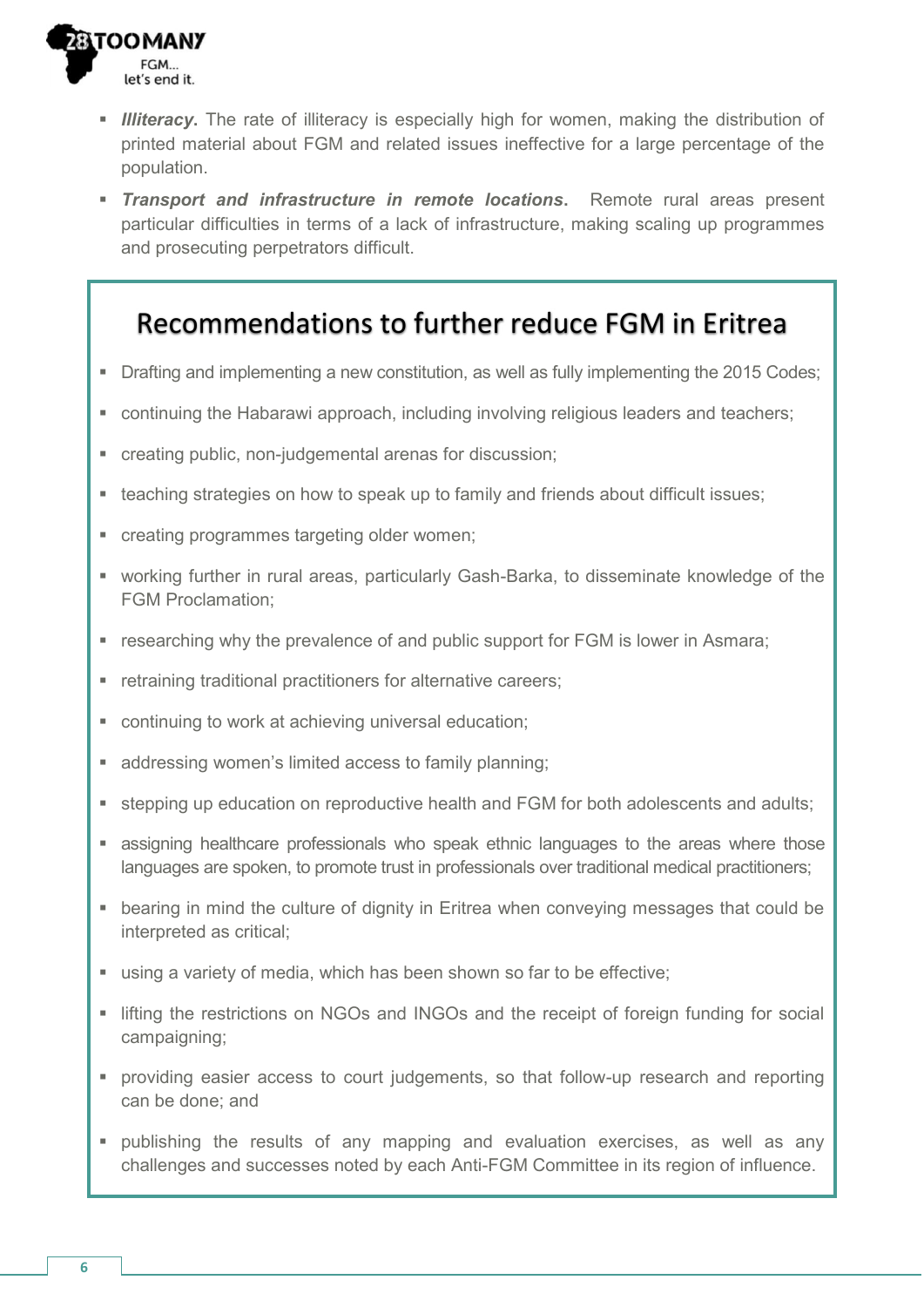- ***Illiteracy***. The rate of illiteracy is especially high for women, making the distribution of printed material about FGM and related issues ineffective for a large percentage of the population.
- ***Transport and infrastructure in remote locations***. Remote rural areas present particular difficulties in terms of a lack of infrastructure, making scaling up programmes and prosecuting perpetrators difficult.

## Recommendations to further reduce FGM in Eritrea

- Drafting and implementing a new constitution, as well as fully implementing the 2015 Codes;
- continuing the Habarawi approach, including involving religious leaders and teachers;
- creating public, non-judgemental arenas for discussion;
- teaching strategies on how to speak up to family and friends about difficult issues;
- creating programmes targeting older women;
- working further in rural areas, particularly Gash-Barka, to disseminate knowledge of the FGM Proclamation;
- researching why the prevalence of and public support for FGM is lower in Asmara;
- retraining traditional practitioners for alternative careers;
- continuing to work at achieving universal education;
- addressing women's limited access to family planning;
- stepping up education on reproductive health and FGM for both adolescents and adults;
- assigning healthcare professionals who speak ethnic languages to the areas where those languages are spoken, to promote trust in professionals over traditional medical practitioners;
- bearing in mind the culture of dignity in Eritrea when conveying messages that could be interpreted as critical;
- using a variety of media, which has been shown so far to be effective;
- lifting the restrictions on NGOs and INGOs and the receipt of foreign funding for social campaigning;
- providing easier access to court judgements, so that follow-up research and reporting can be done; and
- publishing the results of any mapping and evaluation exercises, as well as any challenges and successes noted by each Anti-FGM Committee in its region of influence.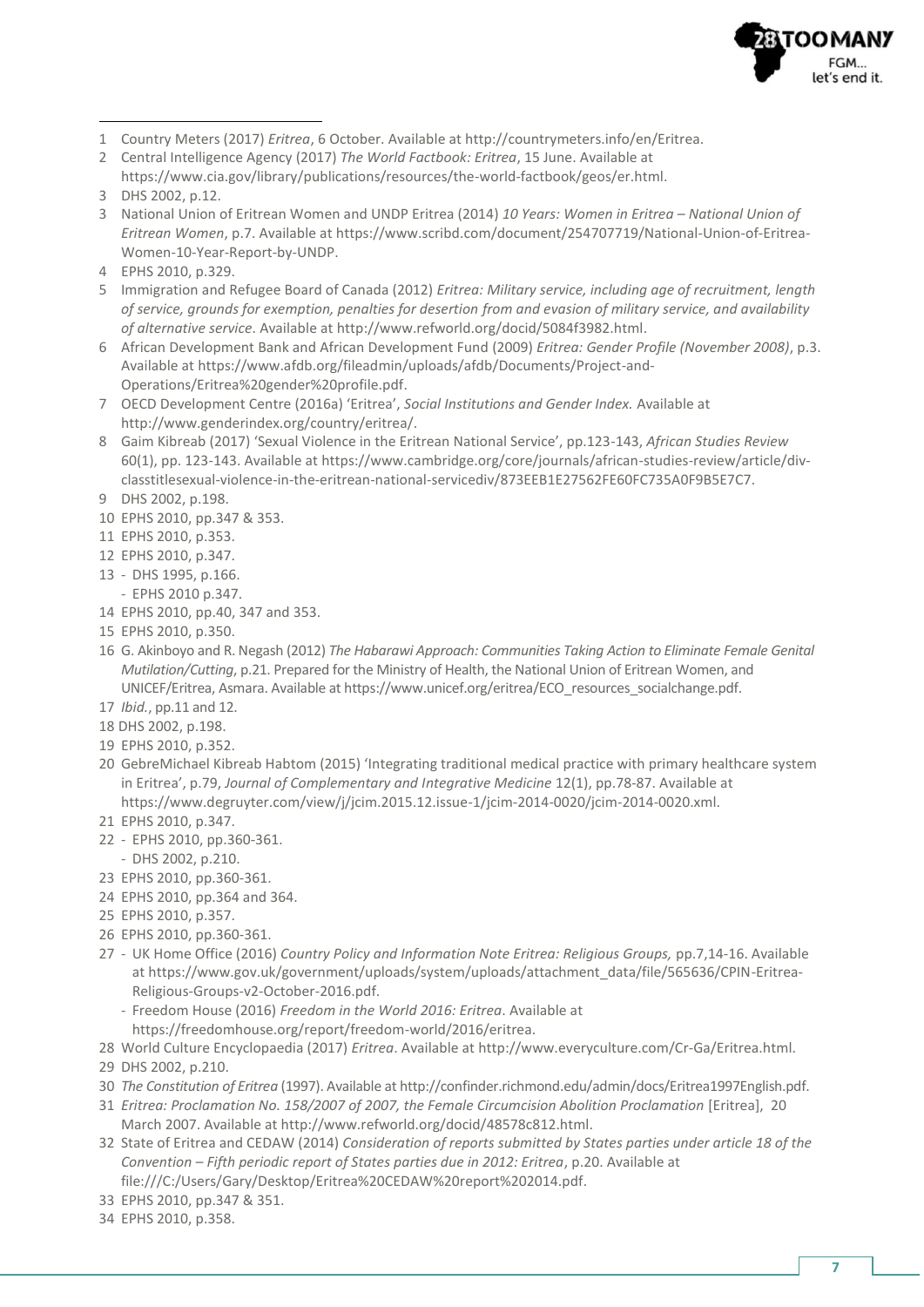1 Country Meters (2017) *Eritrea*, 6 October. Available at http://countrymeters.info/en/Eritrea.

2 Central Intelligence Agency (2017) *The World Factbook: Eritrea*, 15 June. Available at https://www.cia.gov/library/publications/resources/the-world-factbook/geos/er.html.

3 DHS 2002, p.12.

3 National Union of Eritrean Women and UNDP Eritrea (2014) *10 Years: Women in Eritrea – National Union of Eritrean Women*, p.7. Available at https://www.scribd.com/document/254707719/National-Union-of-Eritrea-Women-10-Year-Report-by-UNDP.

4 EPHS 2010, p.329.

5 Immigration and Refugee Board of Canada (2012) *Eritrea: Military service, including age of recruitment, length of service, grounds for exemption, penalties for desertion from and evasion of military service, and availability of alternative service*. Available at http://www.refworld.org/docid/5084f3982.html.

6 African Development Bank and African Development Fund (2009) *Eritrea: Gender Profile (November 2008)*, p.3. Available at https://www.afdb.org/fileadmin/uploads/afdb/Documents/Project-and-Operations/Eritrea%20gender%20profile.pdf.

7 OECD Development Centre (2016a) 'Eritrea', *Social Institutions and Gender Index.* Available at http://www.genderindex.org/country/eritrea/.

8 Gaim Kibreab (2017) 'Sexual Violence in the Eritrean National Service', pp.123-143, *African Studies Review* 60(1), pp. 123-143. Available at https://www.cambridge.org/core/journals/african-studies-review/article/div-classtitlesexual-violence-in-the-eritrean-national-servicediv/873EEB1E27562FE60FC735A0F9B5E7C7.

9 DHS 2002, p.198.

10 EPHS 2010, pp.347 & 353.

11 EPHS 2010, p.353.

12 EPHS 2010, p.347.

13 - DHS 1995, p.166.
- EPHS 2010 p.347.

14 EPHS 2010, pp.40, 347 and 353.

15 EPHS 2010, p.350.

16 G. Akinboyo and R. Negash (2012) *The Habarawi Approach: Communities Taking Action to Eliminate Female Genital Mutilation/Cutting*, p.21. Prepared for the Ministry of Health, the National Union of Eritrean Women, and UNICEF/Eritrea, Asmara. Available at https://www.unicef.org/eritrea/ECO_resources_socialchange.pdf.

17 *Ibid.*, pp.11 and 12.

18 DHS 2002, p.198.

19 EPHS 2010, p.352.

20 GebreMichael Kibreab Habtom (2015) 'Integrating traditional medical practice with primary healthcare system in Eritrea', p.79, *Journal of Complementary and Integrative Medicine* 12(1), pp.78-87. Available at https://www.degruyter.com/view/j/jcim.2015.12.issue-1/jcim-2014-0020/jcim-2014-0020.xml.

21 EPHS 2010, p.347.

22 - EPHS 2010, pp.360-361.
- DHS 2002, p.210.

23 EPHS 2010, pp.360-361.

24 EPHS 2010, pp.364 and 364.

25 EPHS 2010, p.357.

26 EPHS 2010, pp.360-361.

27 - UK Home Office (2016) *Country Policy and Information Note Eritrea: Religious Groups,* pp.7,14-16. Available at https://www.gov.uk/government/uploads/system/uploads/attachment_data/file/565636/CPIN-Eritrea-Religious-Groups-v2-October-2016.pdf.
- Freedom House (2016) *Freedom in the World 2016: Eritrea*. Available at https://freedomhouse.org/report/freedom-world/2016/eritrea.

28 World Culture Encyclopaedia (2017) *Eritrea*. Available at http://www.everyculture.com/Cr-Ga/Eritrea.html.

29 DHS 2002, p.210.

30 *The Constitution of Eritrea* (1997). Available at http://confinder.richmond.edu/admin/docs/Eritrea1997English.pdf.

31 *Eritrea: Proclamation No. 158/2007 of 2007, the Female Circumcision Abolition Proclamation* [Eritrea], 20 March 2007. Available at http://www.refworld.org/docid/48578c812.html.

32 State of Eritrea and CEDAW (2014) *Consideration of reports submitted by States parties under article 18 of the Convention – Fifth periodic report of States parties due in 2012: Eritrea*, p.20. Available at file:///C:/Users/Gary/Desktop/Eritrea%20CEDAW%20report%202014.pdf.

33 EPHS 2010, pp.347 & 351.

34 EPHS 2010, p.358.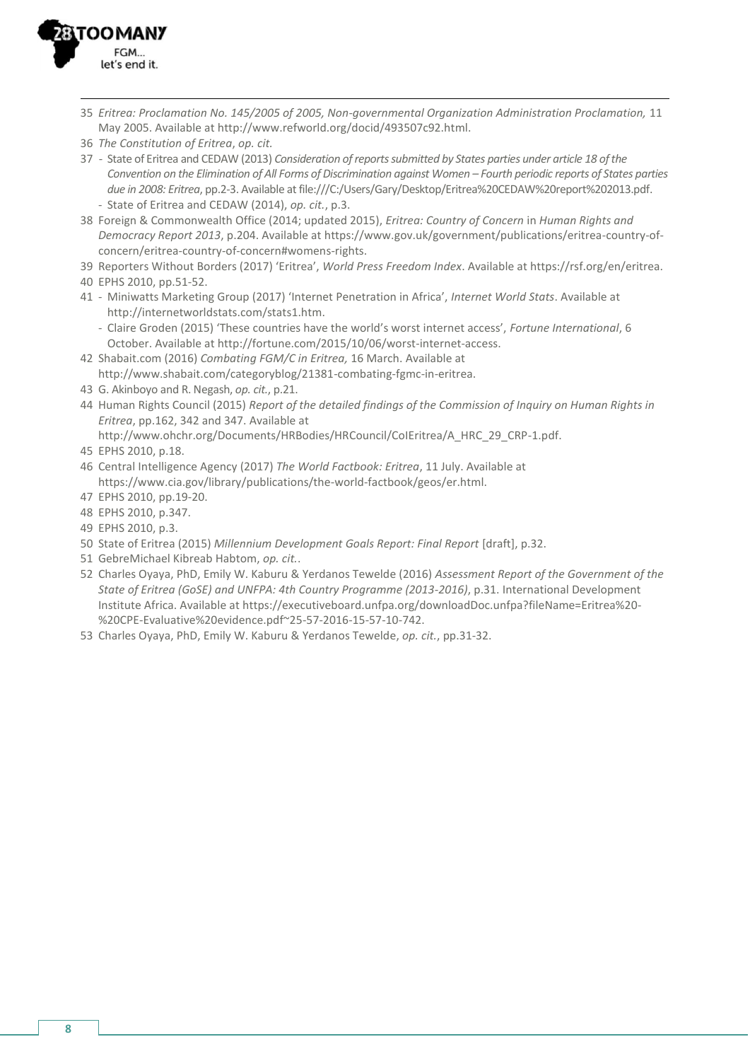35 *Eritrea: Proclamation No. 145/2005 of 2005, Non-governmental Organization Administration Proclamation,* 11 May 2005. Available at http://www.refworld.org/docid/493507c92.html.

36 *The Constitution of Eritrea*, *op. cit.*

37 - State of Eritrea and CEDAW (2013) *Consideration of reports submitted by States parties under article 18 of the Convention on the Elimination of All Forms of Discrimination against Women – Fourth periodic reports of States parties due in 2008: Eritrea*, pp.2-3. Available at file:///C:/Users/Gary/Desktop/Eritrea%20CEDAW%20report%202013.pdf.
- State of Eritrea and CEDAW (2014), *op. cit.*, p.3.

38 Foreign & Commonwealth Office (2014; updated 2015), *Eritrea: Country of Concern* in *Human Rights and Democracy Report 2013*, p.204. Available at https://www.gov.uk/government/publications/eritrea-country-of-concern/eritrea-country-of-concern#womens-rights.

39 Reporters Without Borders (2017) 'Eritrea', *World Press Freedom Index*. Available at https://rsf.org/en/eritrea.

40 EPHS 2010, pp.51-52.

41 - Miniwatts Marketing Group (2017) 'Internet Penetration in Africa', *Internet World Stats*. Available at http://internetworldstats.com/stats1.htm.
- Claire Groden (2015) 'These countries have the world's worst internet access', *Fortune International*, 6 October. Available at http://fortune.com/2015/10/06/worst-internet-access.

42 Shabait.com (2016) *Combating FGM/C in Eritrea,* 16 March. Available at http://www.shabait.com/categoryblog/21381-combating-fgmc-in-eritrea.

43 G. Akinboyo and R. Negash, *op. cit.*, p.21.

44 Human Rights Council (2015) *Report of the detailed findings of the Commission of Inquiry on Human Rights in Eritrea*, pp.162, 342 and 347. Available at http://www.ohchr.org/Documents/HRBodies/HRCouncil/CoIEritrea/A_HRC_29_CRP-1.pdf.

45 EPHS 2010, p.18.

46 Central Intelligence Agency (2017) *The World Factbook: Eritrea*, 11 July. Available at https://www.cia.gov/library/publications/the-world-factbook/geos/er.html.

47 EPHS 2010, pp.19-20.

48 EPHS 2010, p.347.

49 EPHS 2010, p.3.

50 State of Eritrea (2015) *Millennium Development Goals Report: Final Report* [draft], p.32.

51 GebreMichael Kibreab Habtom, *op. cit.*.

52 Charles Oyaya, PhD, Emily W. Kaburu & Yerdanos Tewelde (2016) *Assessment Report of the Government of the State of Eritrea (GoSE) and UNFPA: 4th Country Programme (2013-2016)*, p.31. International Development Institute Africa. Available at https://executiveboard.unfpa.org/downloadDoc.unfpa?fileName=Eritrea%20-%20CPE-Evaluative%20evidence.pdf~25-57-2016-15-57-10-742.

53 Charles Oyaya, PhD, Emily W. Kaburu & Yerdanos Tewelde, *op. cit.*, pp.31-32.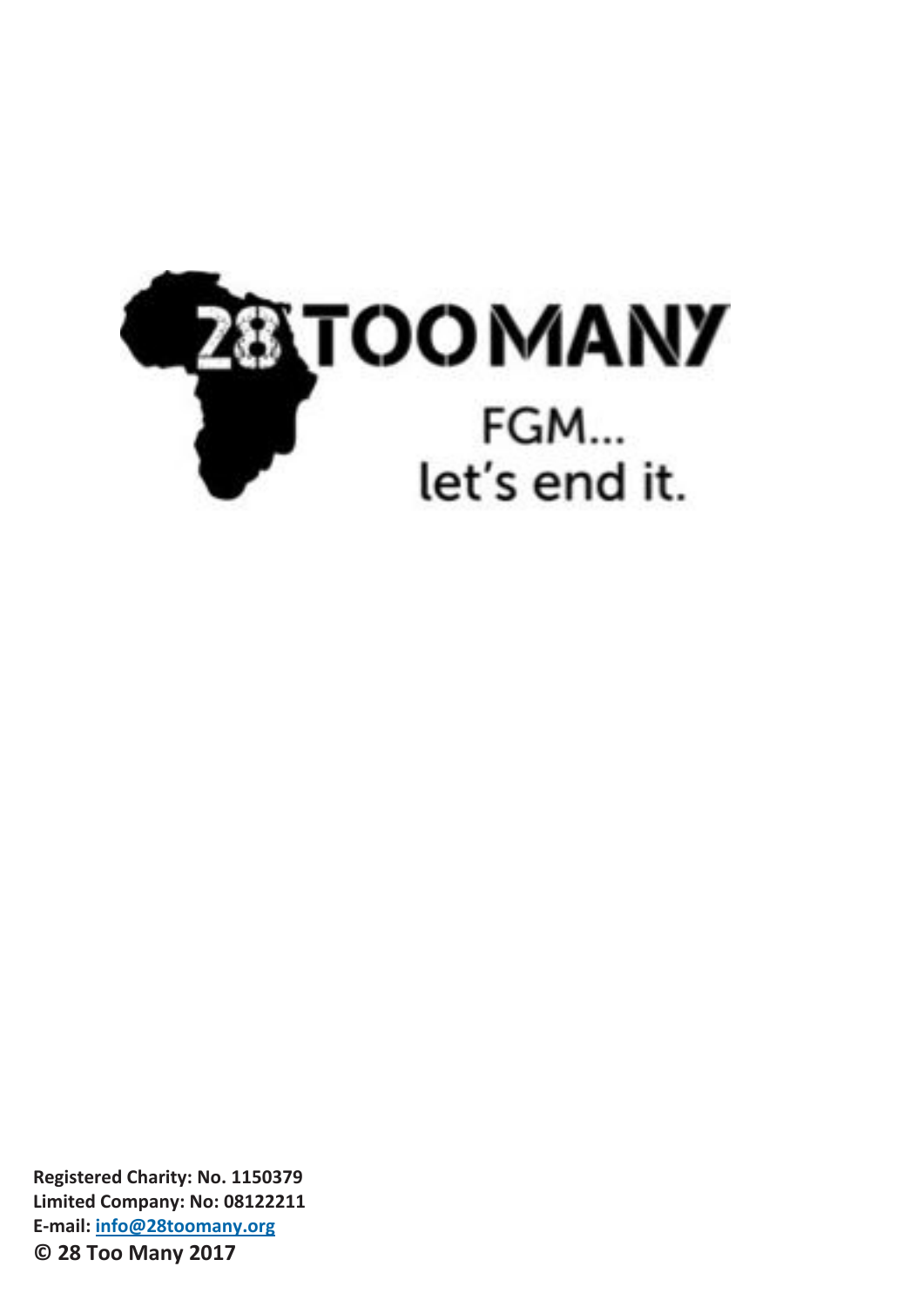28 TOO MANY

FGM... let's end it.

**Registered Charity: No. 1150379**
**Limited Company: No: 08122211**
**E-mail: info@28toomany.org**
**© 28 Too Many 2017**